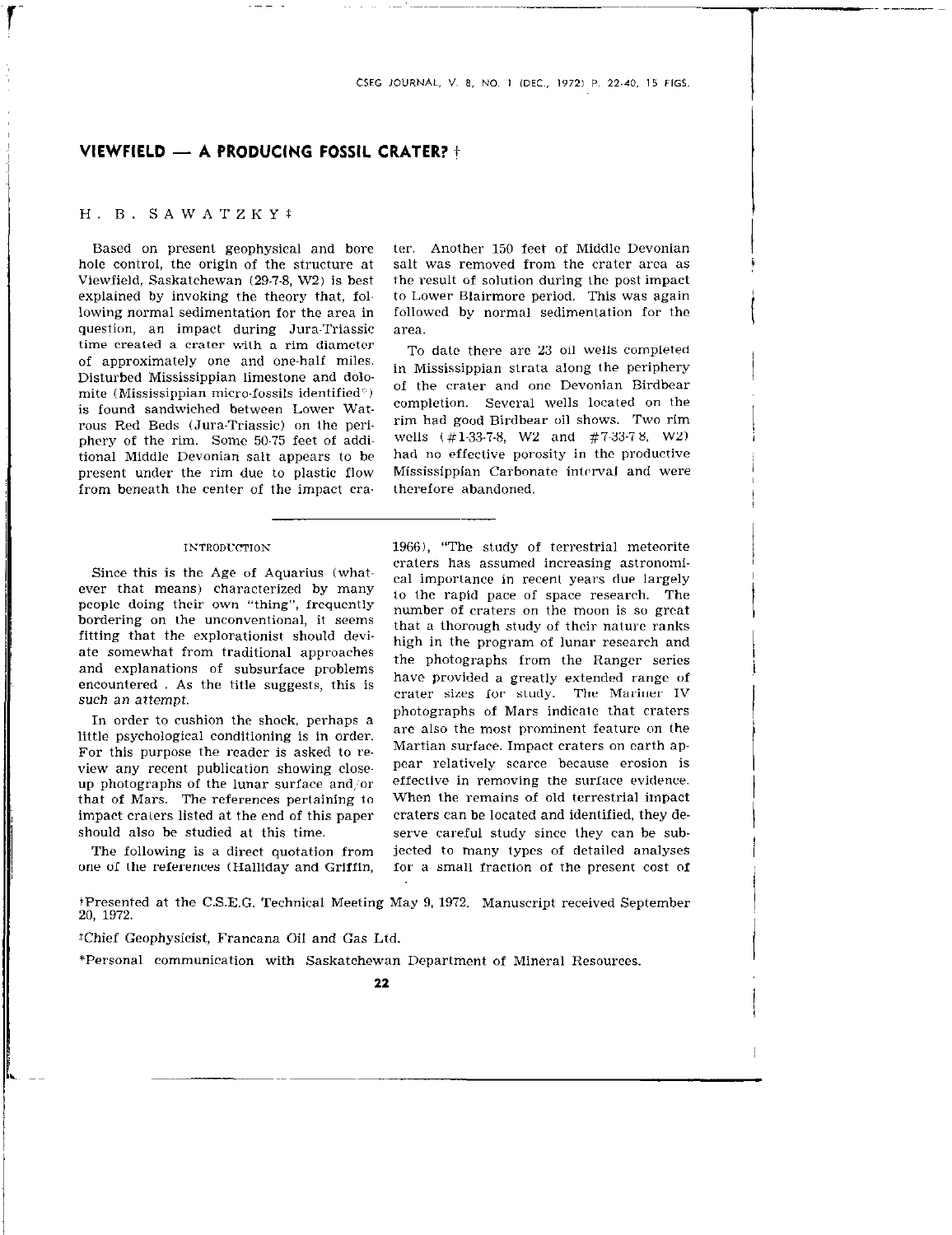# VIEWFIELD — A PRODUCING FOSSIL CRATER? †

H. B. SAWATZKY ‡

Based on present geophysical and bore hole control, the origin of the structure at Viewfield, Saskatchewan (29-7-8, W2) is best explained by invoking the theory that, following normal sedimentation for the area in question, an impact during Jura-Triassic time created a crater with a rim diameter of approximately one and one-half miles. Disturbed Mississippian limestone and dolomite (Mississippian micro-fossils identified*) is found sandwiched between Lower Watrous Red Beds (Jura-Triassic) on the periphery of the rim. Some 50-75 feet of additional Middle Devonian salt appears to be present under the rim due to plastic flow from beneath the center of the impact crater. Another 150 feet of Middle Devonian salt was removed from the crater area as the result of solution during the post impact to Lower Blairmore period. This was again followed by normal sedimentation for the area.

To date there are 23 oil wells completed in Mississippian strata along the periphery of the crater and one Devonian Birdbear completion. Several wells located on the rim had good Birdbear oil shows. Two rim wells (#1-33-7-8, W2 and #7-33-7-8, W2) had no effective porosity in the productive Mississippian Carbonate interval and were therefore abandoned.

## INTRODUCTION

Since this is the Age of Aquarius (whatever that means) characterized by many people doing their own "thing", frequently bordering on the unconventional, it seems fitting that the explorationist should deviate somewhat from traditional approaches and explanations of subsurface problems encountered . As the title suggests, this is *such an attempt.*

In order to cushion the shock, perhaps a little psychological conditioning is in order. For this purpose the reader is asked to review any recent publication showing close-up photographs of the lunar surface and/or that of Mars. The references pertaining to impact craters listed at the end of this paper should also be studied at this time.

The following is a direct quotation from one of the references (Halliday and Griffin, 1966), "The study of terrestrial meteorite craters has assumed increasing astronomical importance in recent years due largely to the rapid pace of space research. The number of craters on the moon is so great that a thorough study of their nature ranks high in the program of lunar research and the photographs from the Ranger series have provided a greatly extended range of crater sizes for study. The Mariner IV photographs of Mars indicate that craters are also the most prominent feature on the Martian surface. Impact craters on earth appear relatively scarce because erosion is effective in removing the surface evidence. When the remains of old terrestrial impact craters can be located and identified, they deserve careful study since they can be subjected to many types of detailed analyses for a small fraction of the present cost of

†Presented at the C.S.E.G. Technical Meeting May 9, 1972. Manuscript received September 20, 1972.

‡Chief Geophysicist, Francana Oil and Gas Ltd.

*Personal communication with Saskatchewan Department of Mineral Resources.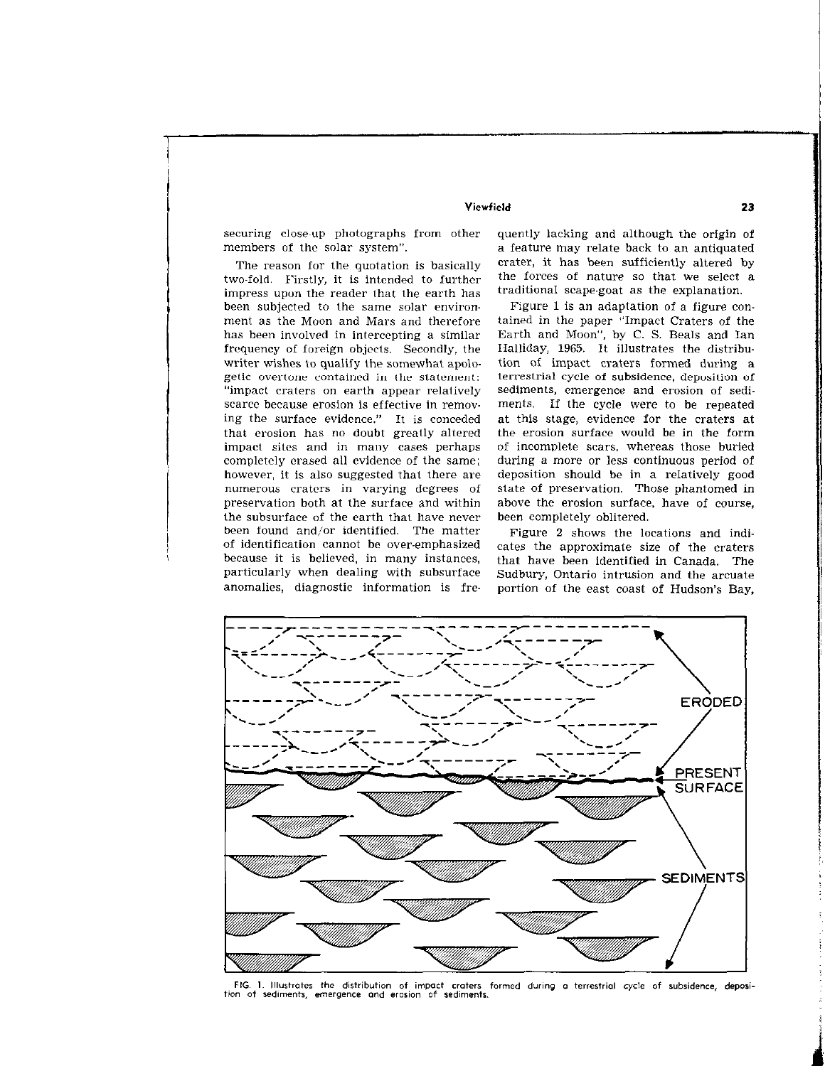securing close-up photographs from other members of the solar system".

The reason for the quotation is basically two-fold. Firstly, it is intended to further impress upon the reader that the earth has been subjected to the same solar environment as the Moon and Mars and therefore has been involved in intercepting a similar frequency of foreign objects. Secondly, the writer wishes to qualify the somewhat apologetic overtone contained in the statement: "impact craters on earth appear relatively scarce because erosion is effective in removing the surface evidence." It is conceded that erosion has no doubt greatly altered impact sites and in many cases perhaps completely erased all evidence of the same; however, it is also suggested that there are numerous craters in varying degrees of preservation both at the surface and within the subsurface of the earth that have never been found and/or identified. The matter of identification cannot be over-emphasized because it is believed, in many instances, particularly when dealing with subsurface anomalies, diagnostic information is frequently lacking and although the origin of a feature may relate back to an antiquated crater, it has been sufficiently altered by the forces of nature so that we select a traditional scape-goat as the explanation.

Figure 1 is an adaptation of a figure contained in the paper "Impact Craters of the Earth and Moon", by C. S. Beals and Ian Halliday, 1965. It illustrates the distribution of impact craters formed during a terrestrial cycle of subsidence, deposition of sediments, emergence and erosion of sediments. If the cycle were to be repeated at this stage, evidence for the craters at the erosion surface would be in the form of incomplete scars, whereas those buried during a more or less continuous period of deposition should be in a relatively good state of preservation. Those phantomed in above the erosion surface, have of course, been completely obliterated.

Figure 2 shows the locations and indicates the approximate size of the craters that have been identified in Canada. The Sudbury, Ontario intrusion and the arcuate portion of the east coast of Hudson's Bay,

FIG. 1. Illustrates the distribution of impact craters formed during a terrestrial cycle of subsidence, deposition of sediments, emergence and erosion of sediments.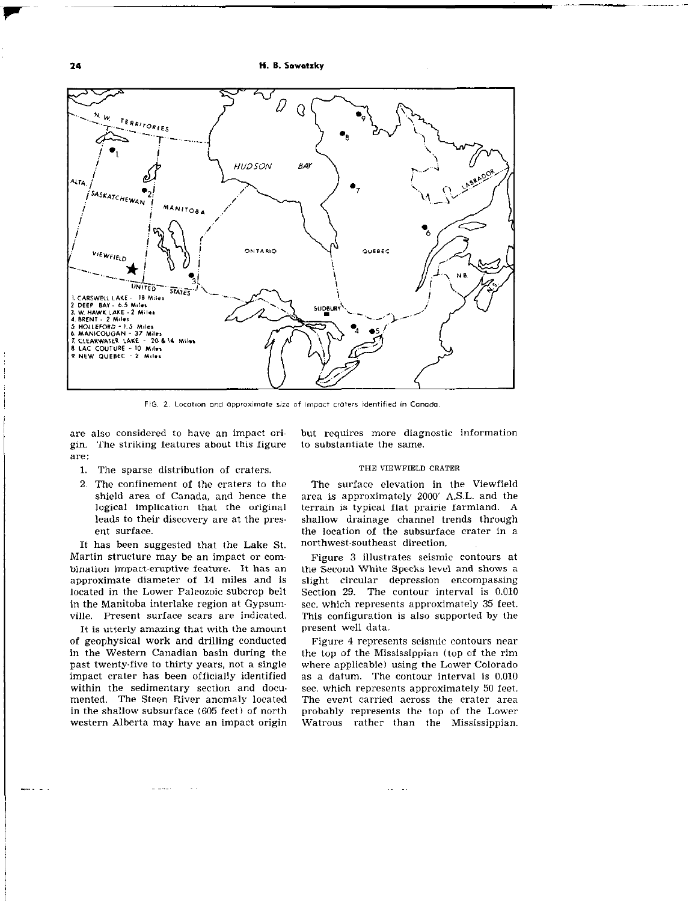1. CARSWELL LAKE - 18 Miles
2. DEEP BAY - 6.5 Miles
3. W. HAWK LAKE - 2 Miles
4. BRENT - 2 Miles
5. HOLLEFORD - 1.5 Miles
6. MANICOUGAN - 37 Miles
7. CLEARWATER LAKE - 20 & 14 Miles
8. LAC COUTURE - 10 Miles
9. NEW QUEBEC - 2 Miles

FIG. 2. Location and approximate size of impact craters identified in Canada.

are also considered to have an impact origin. The striking features about this figure are:

1. The sparse distribution of craters.
2. The confinement of the craters to the shield area of Canada, and hence the logical implication that the original leads to their discovery are at the present surface.

It has been suggested that the Lake St. Martin structure may be an impact or combination impact-eruptive feature. It has an approximate diameter of 14 miles and is located in the Lower Paleozoic subcrop belt in the Manitoba interlake region at Gypsumville. Present surface scars are indicated.

It is utterly amazing that with the amount of geophysical work and drilling conducted in the Western Canadian basin during the past twenty-five to thirty years, not a single impact crater has been officially identified within the sedimentary section and documented. The Steen River anomaly located in the shallow subsurface (605 feet) of north western Alberta may have an impact origin but requires more diagnostic information to substantiate the same.

## THE VIEWFIELD CRATER

The surface elevation in the Viewfield area is approximately 2000' A.S.L. and the terrain is typical flat prairie farmland. A shallow drainage channel trends through the location of the subsurface crater in a northwest-southeast direction.

Figure 3 illustrates seismic contours at the Second White Specks level and shows a slight circular depression encompassing Section 29. The contour interval is 0.010 sec. which represents approximately 35 feet. This configuration is also supported by the present well data.

Figure 4 represents seismic contours near the top of the Mississippian (top of the rim where applicable) using the Lower Colorado as a datum. The contour interval is 0.010 sec. which represents approximately 50 feet. The event carried across the crater area probably represents the top of the Lower Watrous rather than the Mississippian.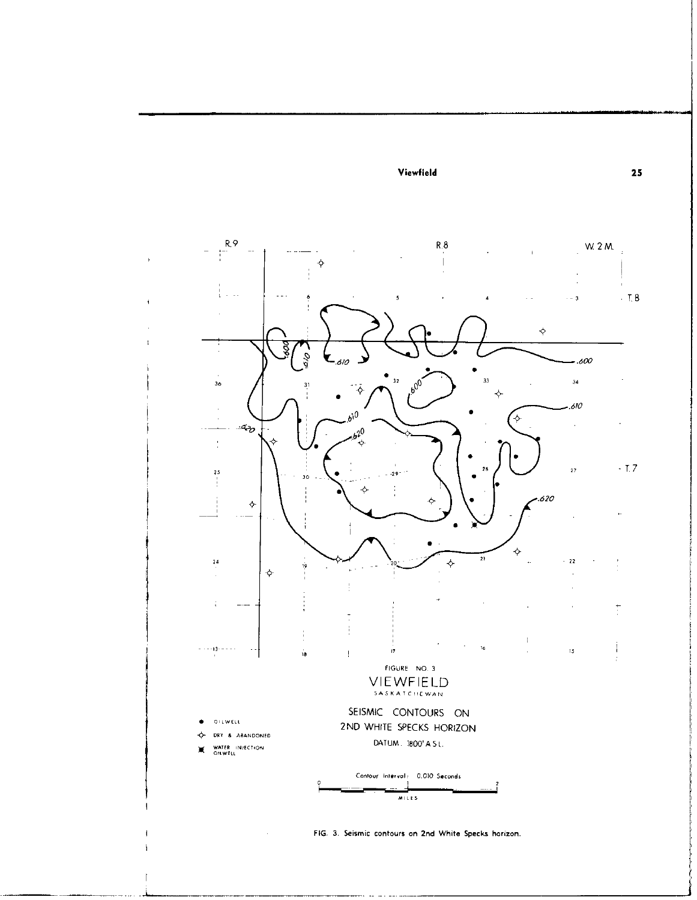FIGURE NO. 3

VIEWFIELD

SASKATCHEWAN

SEISMIC CONTOURS ON 2ND WHITE SPECKS HORIZON

DATUM: 1800' A.S.L.

Contour Interval: 0.010 Seconds

- OILWELL
- DRY & ABANDONED
- WATER INJECTION OILWELL

FIG. 3. Seismic contours on 2nd White Specks horizon.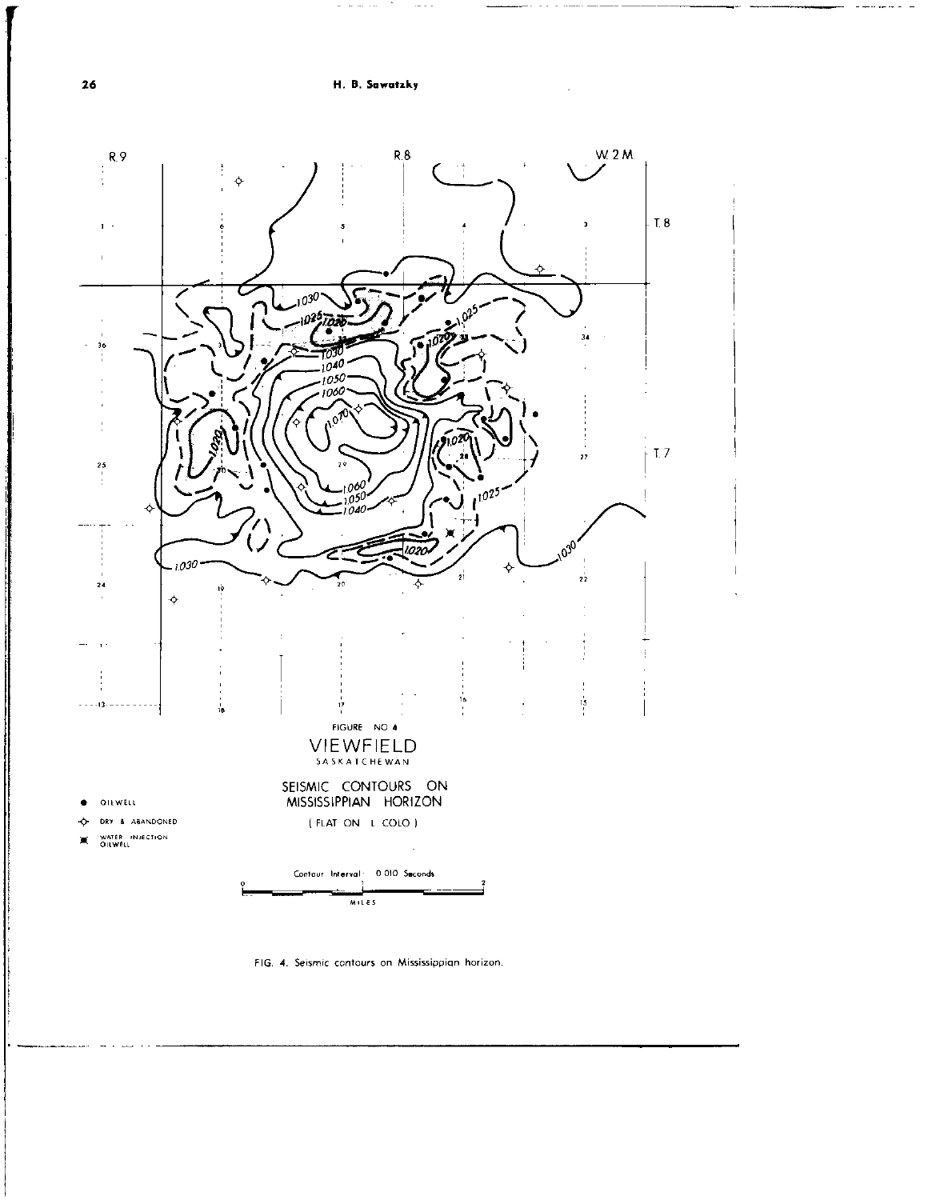FIGURE NO 4

VIEWFIELD

SASKATCHEWAN

SEISMIC CONTOURS ON MISSISSIPPIAN HORIZON

( FLAT ON L COLO )

- OILWELL
- DRY & ABANDONED
- WATER INJECTION OILWELL

Contour Interval: 0.010 Seconds

MILES

FIG. 4. Seismic contours on Mississippian horizon.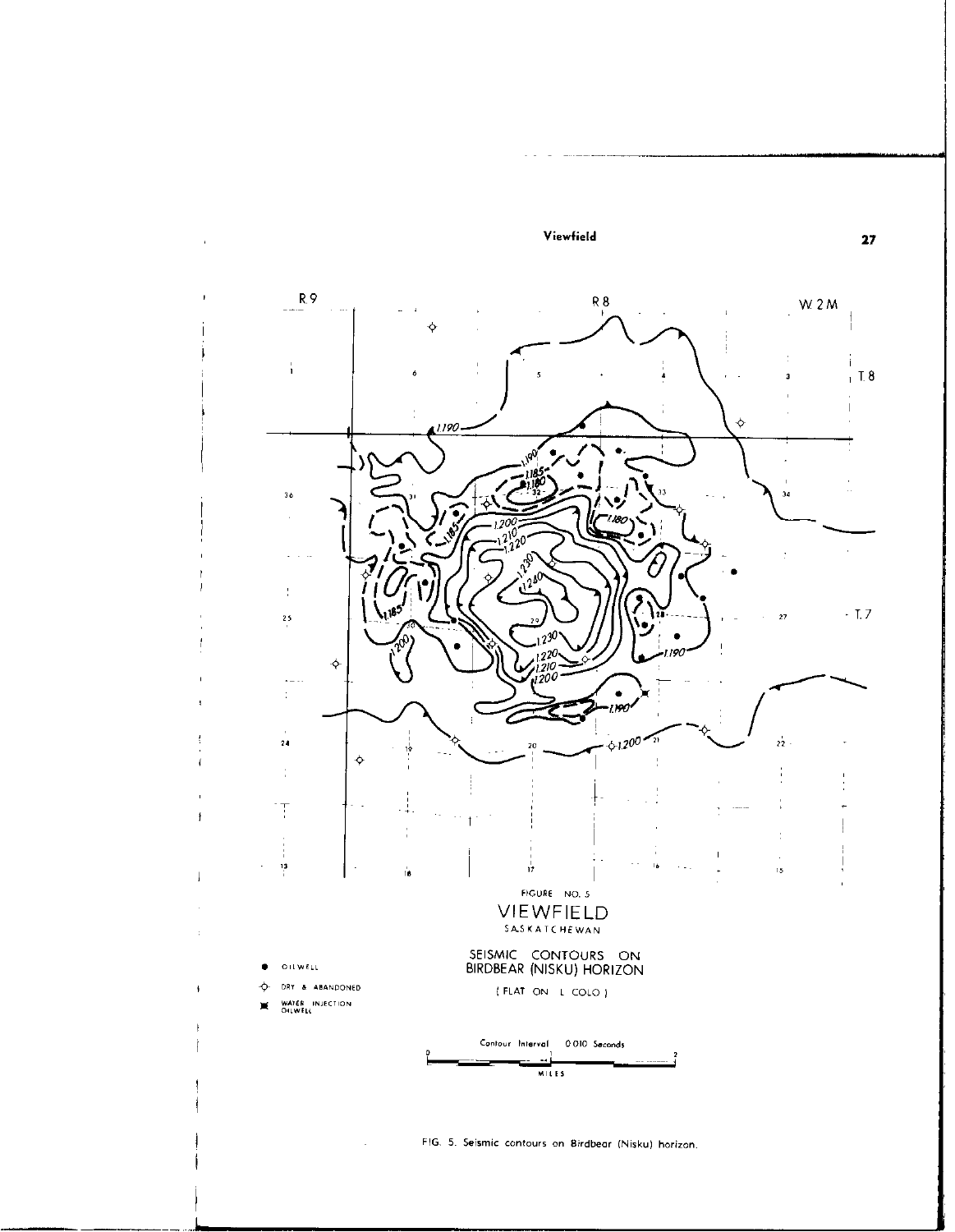FIGURE NO. 5

VIEWFIELD

SASKATCHEWAN

SEISMIC CONTOURS ON BIRDBEAR (NISKU) HORIZON

(FLAT ON L COLO)

- OILWELL
- DRY & ABANDONED
- WATER INJECTION OILWELL

Contour Interval 0.010 Seconds

MILES

FIG. 5. Seismic contours on Birdbear (Nisku) horizon.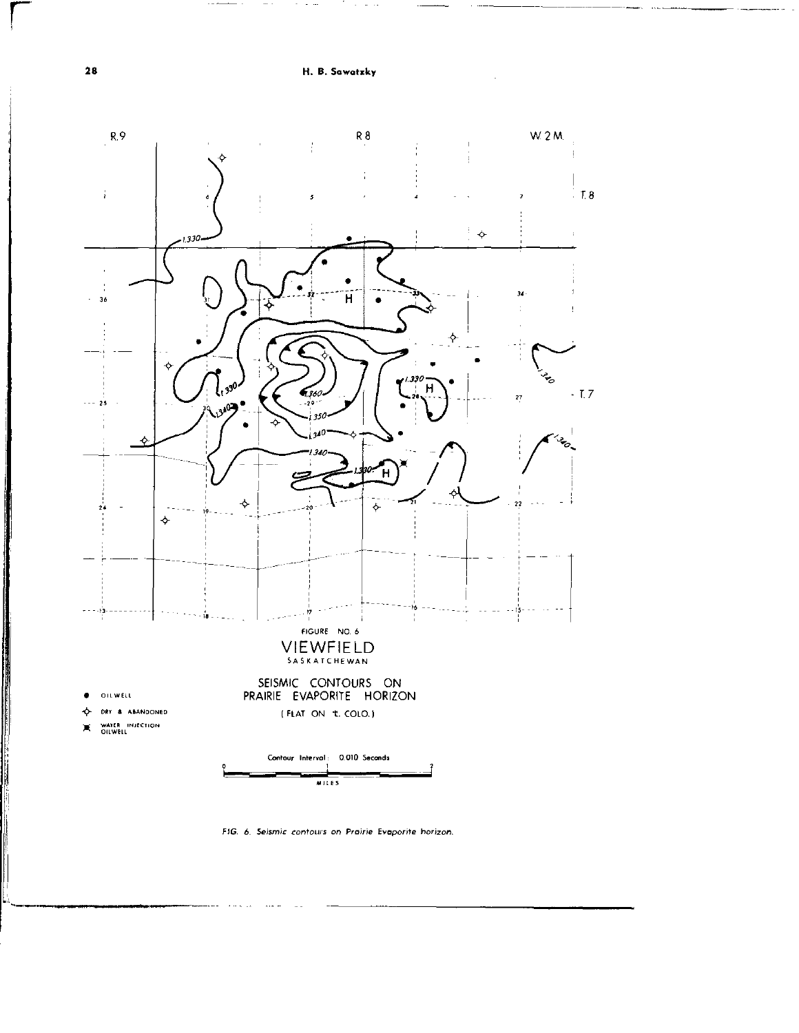FIGURE NO. 6

VIEWFIELD

SASKATCHEWAN

SEISMIC CONTOURS ON PRAIRIE EVAPORITE HORIZON

(FLAT ON t. COLO.)

- OILWELL
- DRY & ABANDONED
- WATER INJECTION OILWELL

Contour Interval: 0.010 Seconds

MILES

FIG. 6. Seismic contours on Prairie Evaporite horizon.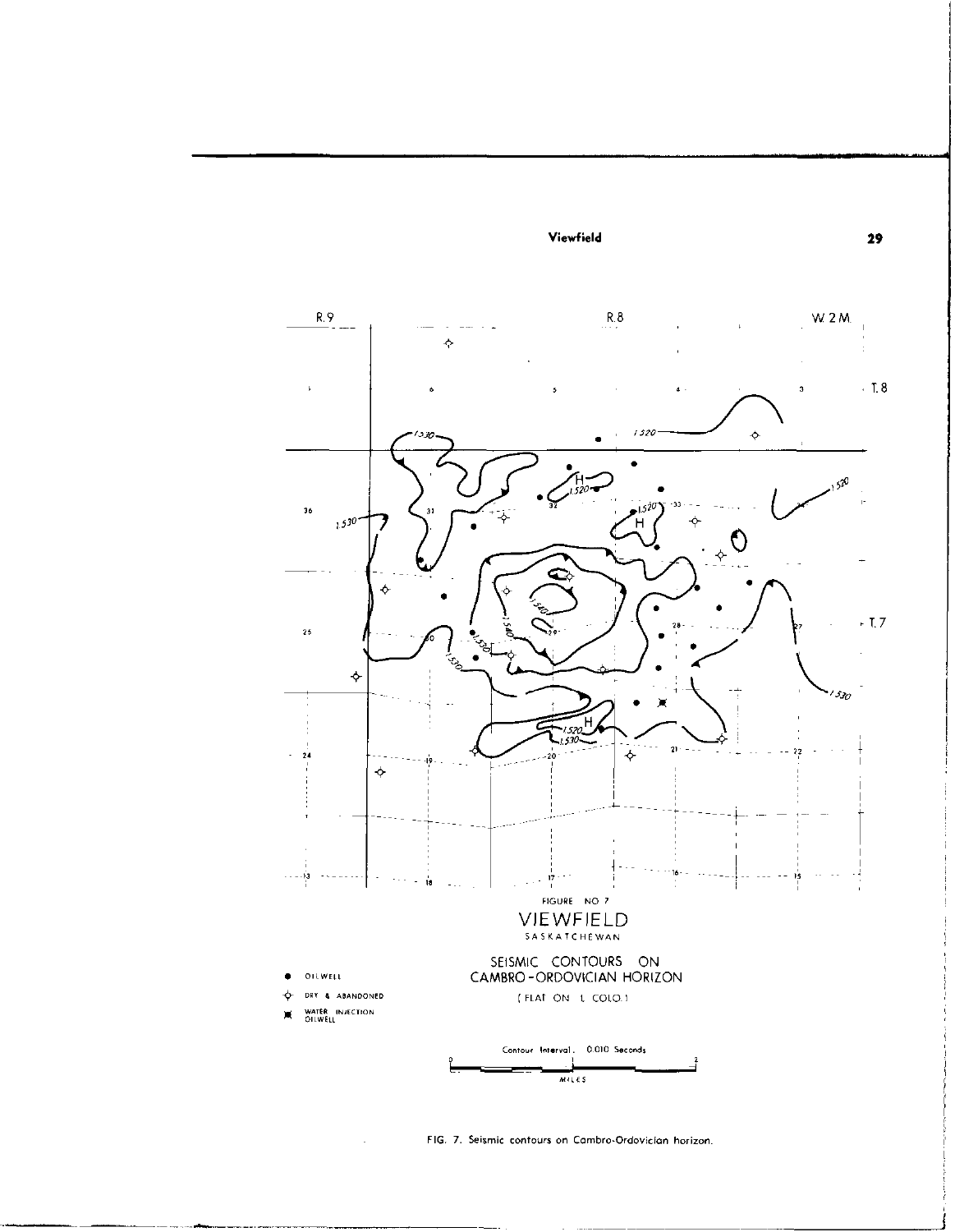FIGURE NO 7

VIEWFIELD

SASKATCHEWAN

SEISMIC CONTOURS ON CAMBRO-ORDOVICIAN HORIZON

(FLAT ON L. COLO.)

- OILWELL
- DRY & ABANDONED
- WATER INJECTION OILWELL

Contour Interval. 0.010 Seconds

FIG. 7. Seismic contours on Cambro-Ordovician horizon.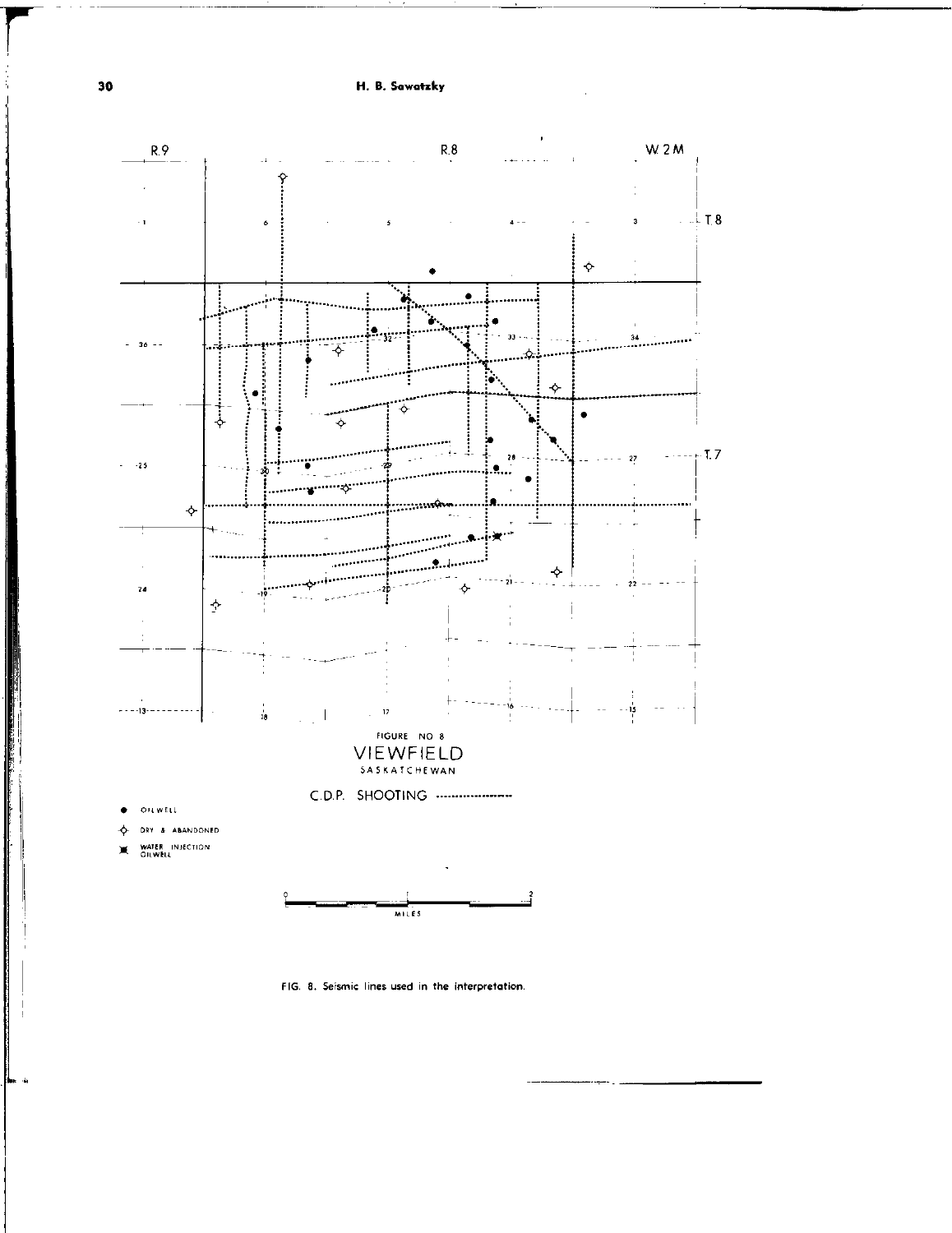R.9 R.8 W.2M

T.8

T.7

FIGURE NO 8

VIEWFIELD

SASKATCHEWAN

C.D.P. SHOOTING

● OILWELL

DRY & ABANDONED

WATER INJECTION OILWELL

0 1 2 MILES

FIG. 8. Seismic lines used in the interpretation.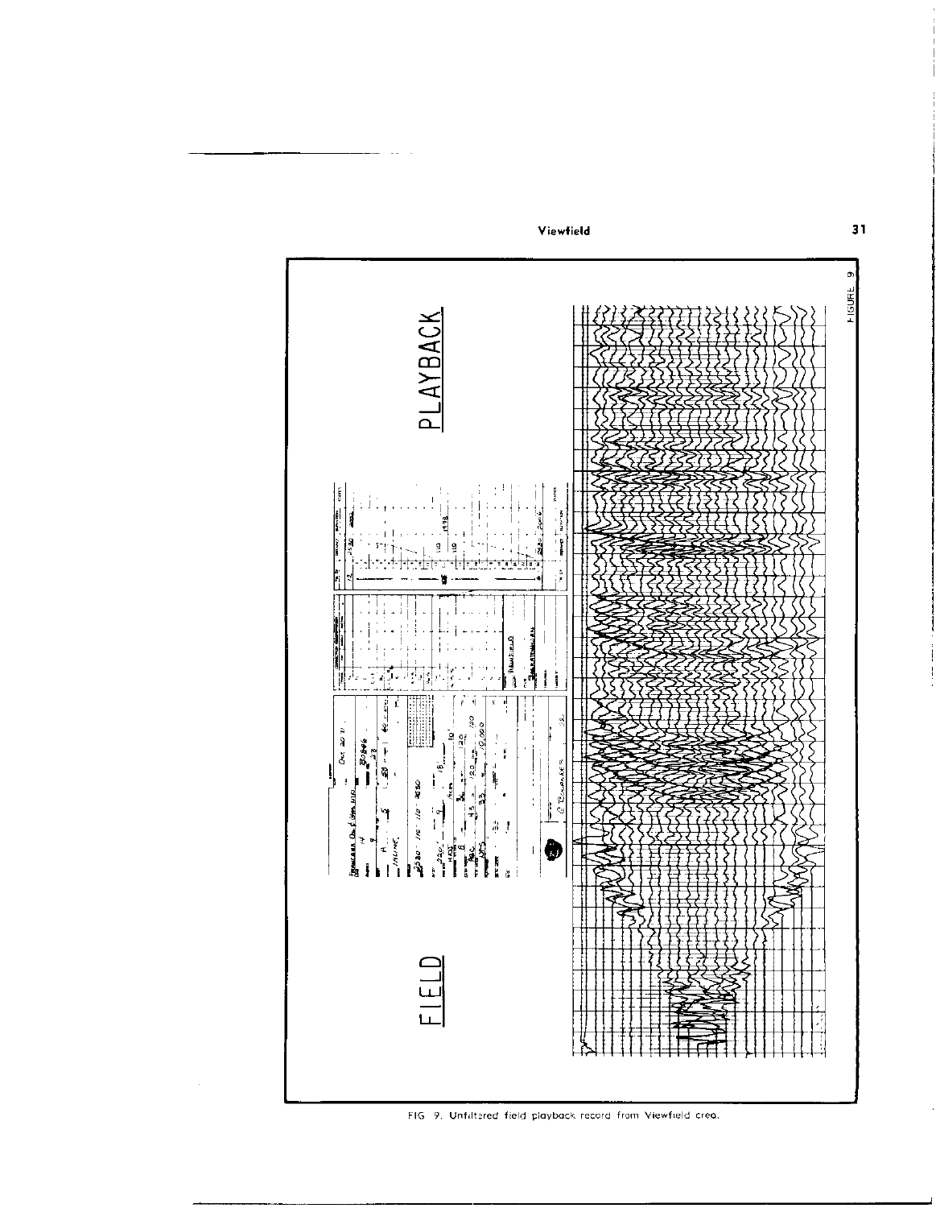FIG. 9. Unfiltered field playback record from Viewfield area.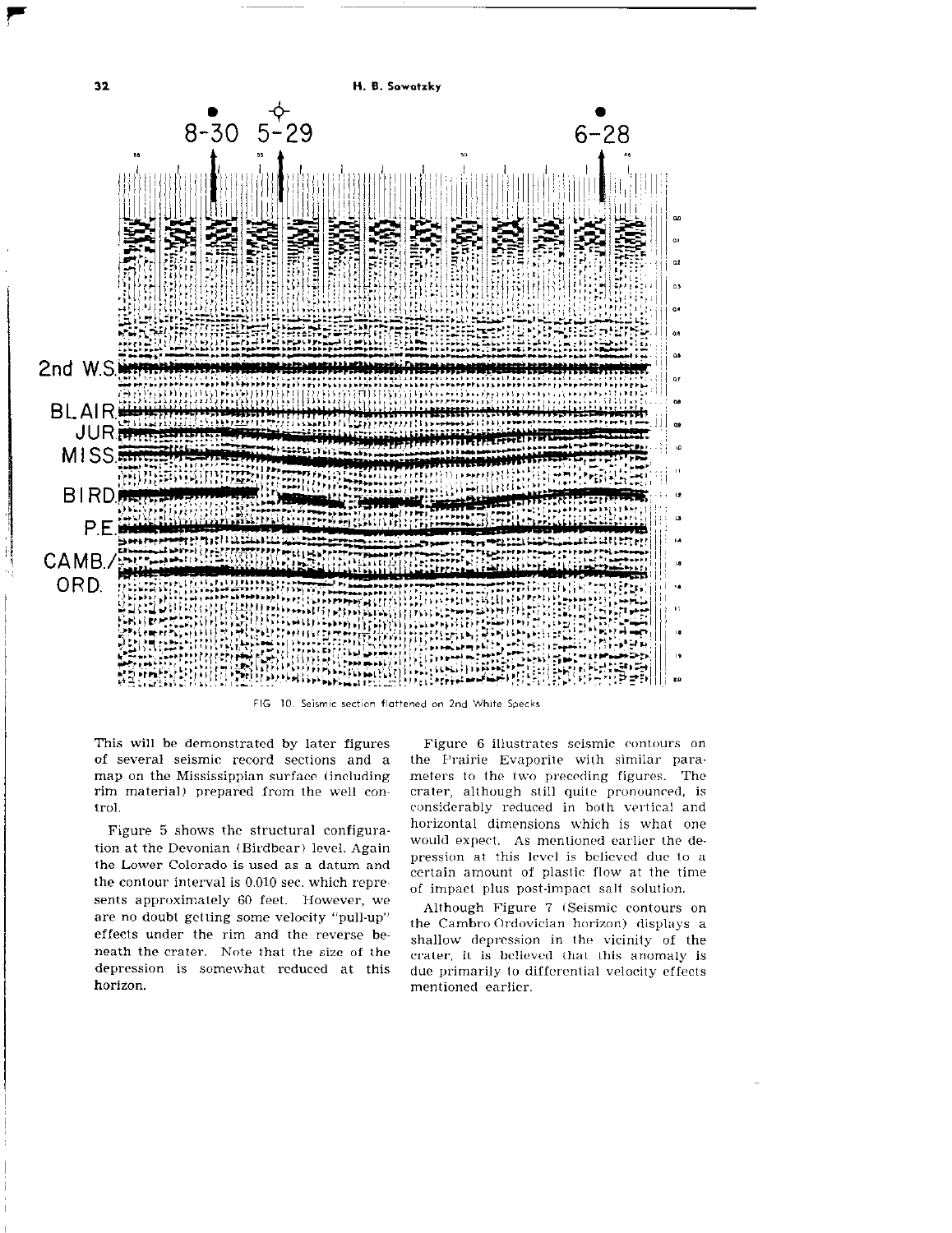FIG. 10. Seismic section flattened on 2nd White Specks

This will be demonstrated by later figures of several seismic record sections and a map on the Mississippian surface (including rim material) prepared from the well control.

Figure 5 shows the structural configuration at the Devonian (Birdbear) level. Again the Lower Colorado is used as a datum and the contour interval is 0.010 sec. which represents approximately 60 feet. However, we are no doubt getting some velocity "pull-up" effects under the rim and the reverse beneath the crater. Note that the size of the depression is somewhat reduced at this horizon.

Figure 6 illustrates seismic contours on the Prairie Evaporite with similar parameters to the two preceding figures. The crater, although still quite pronounced, is considerably reduced in both vertical and horizontal dimensions which is what one would expect. As mentioned earlier the depression at this level is believed due to a certain amount of plastic flow at the time of impact plus post-impact salt solution.

Although Figure 7 (Seismic contours on the Cambro-Ordovician horizon) displays a shallow depression in the vicinity of the crater, it is believed that this anomaly is due primarily to differential velocity effects mentioned earlier.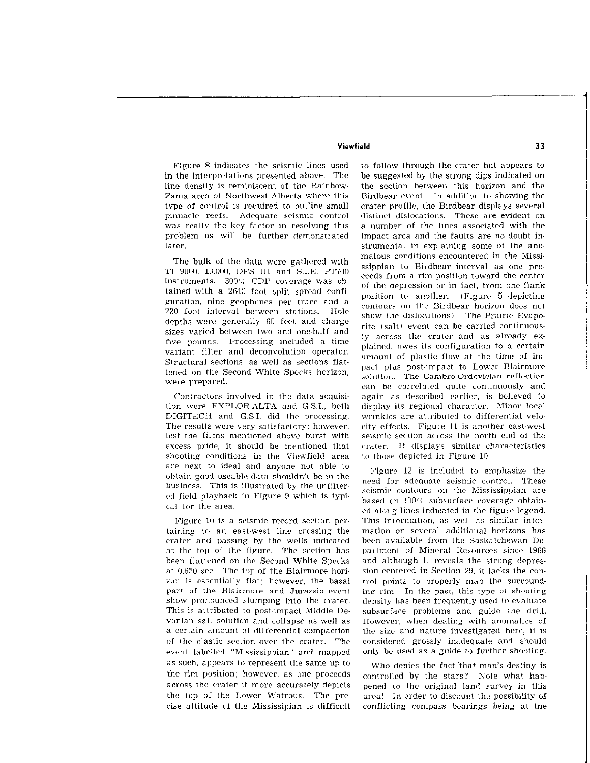Figure 8 indicates the seismic lines used in the interpretations presented above. The line density is reminiscent of the Rainbow-Zama area of Northwest Alberta where this type of control is required to outline small pinnacle reefs. Adequate seismic control was really the key factor in resolving this problem as will be further demonstrated later.

The bulk of the data were gathered with TI 9000, 10,000, DFS III and S.I.E. PT700 instruments. 300% CDP coverage was obtained with a 2640 foot split spread configuration, nine geophones per trace and a 220 foot interval between stations. Hole depths were generally 60 feet and charge sizes varied between two and one-half and five pounds. Processing included a time variant filter and deconvolution operator. Structural sections, as well as sections flattened on the Second White Specks horizon, were prepared.

Contractors involved in the data acquisition were EXPLOR-ALTA and G.S.I., both DIGITECH and G.S.I. did the processing. The results were very satisfactory; however, lest the firms mentioned above burst with excess pride, it should be mentioned that shooting conditions in the Viewfield area are next to ideal and anyone not able to obtain good useable data shouldn't be in the business. This is illustrated by the unfiltered field playback in Figure 9 which is typical for the area.

Figure 10 is a seismic record section pertaining to an east-west line crossing the crater and passing by the wells indicated at the top of the figure. The section has been flattened on the Second White Specks at 0.650 sec. The top of the Blairmore horizon is essentially flat; however, the basal part of the Blairmore and Jurassic event show pronounced slumping into the crater. This is attributed to post-impact Middle Devonian salt solution and collapse as well as a certain amount of differential compaction of the clastic section over the crater. The event labelled "Mississippian" and mapped as such, appears to represent the same up to the rim position; however, as one proceeds across the crater it more accurately depicts the top of the Lower Watrous. The precise attitude of the Mississipian is difficult to follow through the crater but appears to be suggested by the strong dips indicated on the section between this horizon and the Birdbear event. In addition to showing the crater profile, the Birdbear displays several distinct dislocations. These are evident on a number of the lines associated with the impact area and the faults are no doubt instrumental in explaining some of the anomalous conditions encountered in the Mississippian to Birdbear interval as one proceeds from a rim position toward the center of the depression or in fact, from one flank position to another. (Figure 5 depicting contours on the Birdbear horizon does not show the dislocations). The Prairie Evaporite (salt) event can be carried continuously across the crater and as already explained, owes its configuration to a certain amount of plastic flow at the time of impact plus post-impact to Lower Blairmore solution. The Cambro Ordovician reflection can be correlated quite continuously and again as described earlier, is believed to display its regional character. Minor local wrinkles are attributed to differential velocity effects. Figure 11 is another east-west seismic section across the north end of the crater. It displays similar characteristics to those depicted in Figure 10.

Figure 12 is included to emphasize the need for adequate seismic control. These seismic contours on the Mississippian are based on 100% subsurface coverage obtained along lines indicated in the figure legend. This information, as well as similar information on several additional horizons has been available from the Saskatchewan Department of Mineral Resources since 1966 and although it reveals the strong depression centered in Section 29, it lacks the control points to properly map the surrounding rim. In the past, this type of shooting density has been frequently used to evaluate subsurface problems and guide the drill. However, when dealing with anomalies of the size and nature investigated here, it is considered grossly inadequate and should only be used as a guide to further shooting.

Who denies the fact that man's destiny is controlled by the stars? Note what happened to the original land survey in this area! In order to discount the possibility of conflicting compass bearings being at the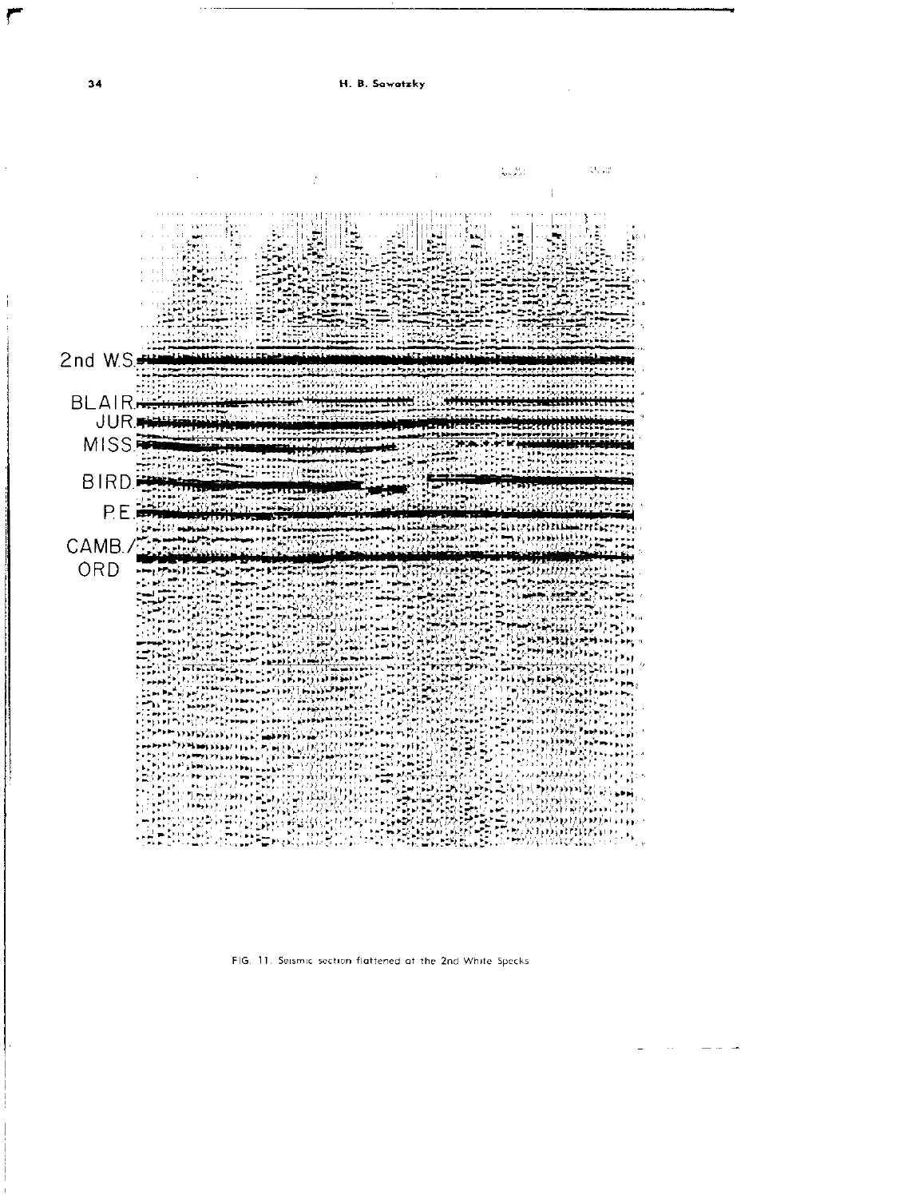2nd W.S.

BLAIR.

JUR.

MISS.

BIRD.

P.E.

CAMB./ORD

FIG. 11. Seismic section flattened at the 2nd White Specks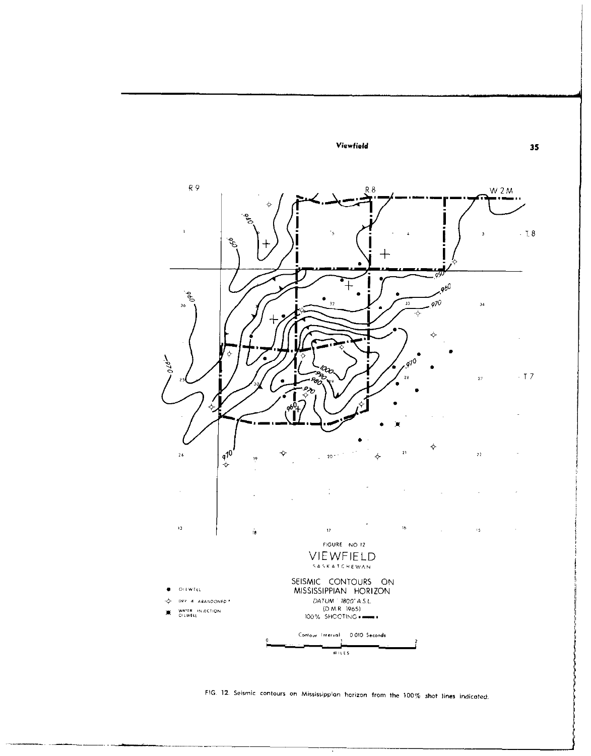FIGURE NO 12

VIEWFIELD

SASKATCHEWAN

SEISMIC CONTOURS ON MISSISSIPPIAN HORIZON

DATUM 1800' A.S.L.

(D.M.R. 1965)

100% SHOOTING

- OILWELL
- DRY & ABANDONED
- WATER INJECTION OILWELL

Contour Interval 0.010 Seconds

MILES

FIG. 12. Seismic contours on Mississippian horizon from the 100% shot lines indicated.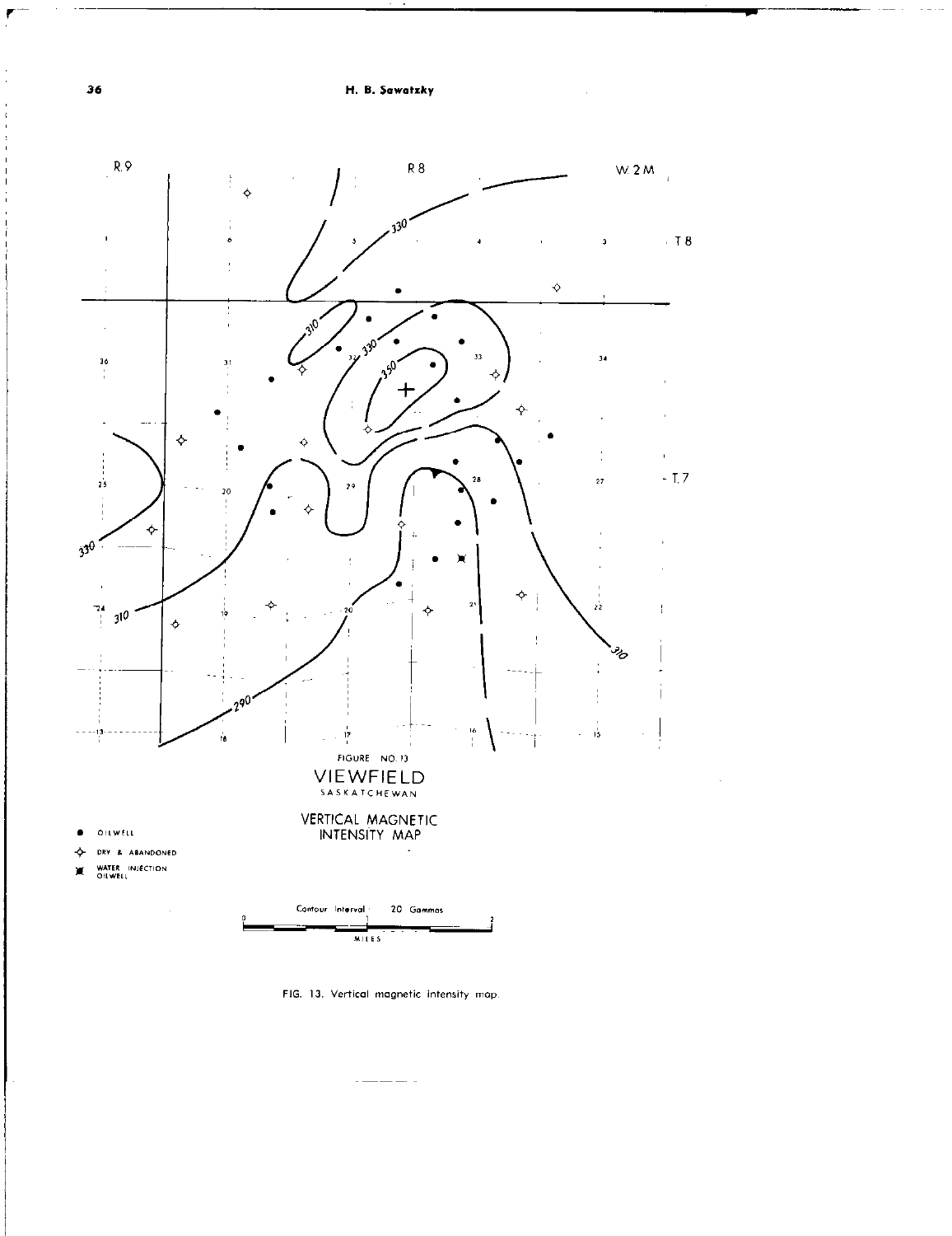FIGURE NO. 13

VIEWFIELD

SASKATCHEWAN

VERTICAL MAGNETIC INTENSITY MAP

- OILWELL
- DRY & ABANDONED
- WATER INJECTION OILWELL

Contour Interval: 20 Gammas

MILES

FIG. 13. Vertical magnetic intensity map.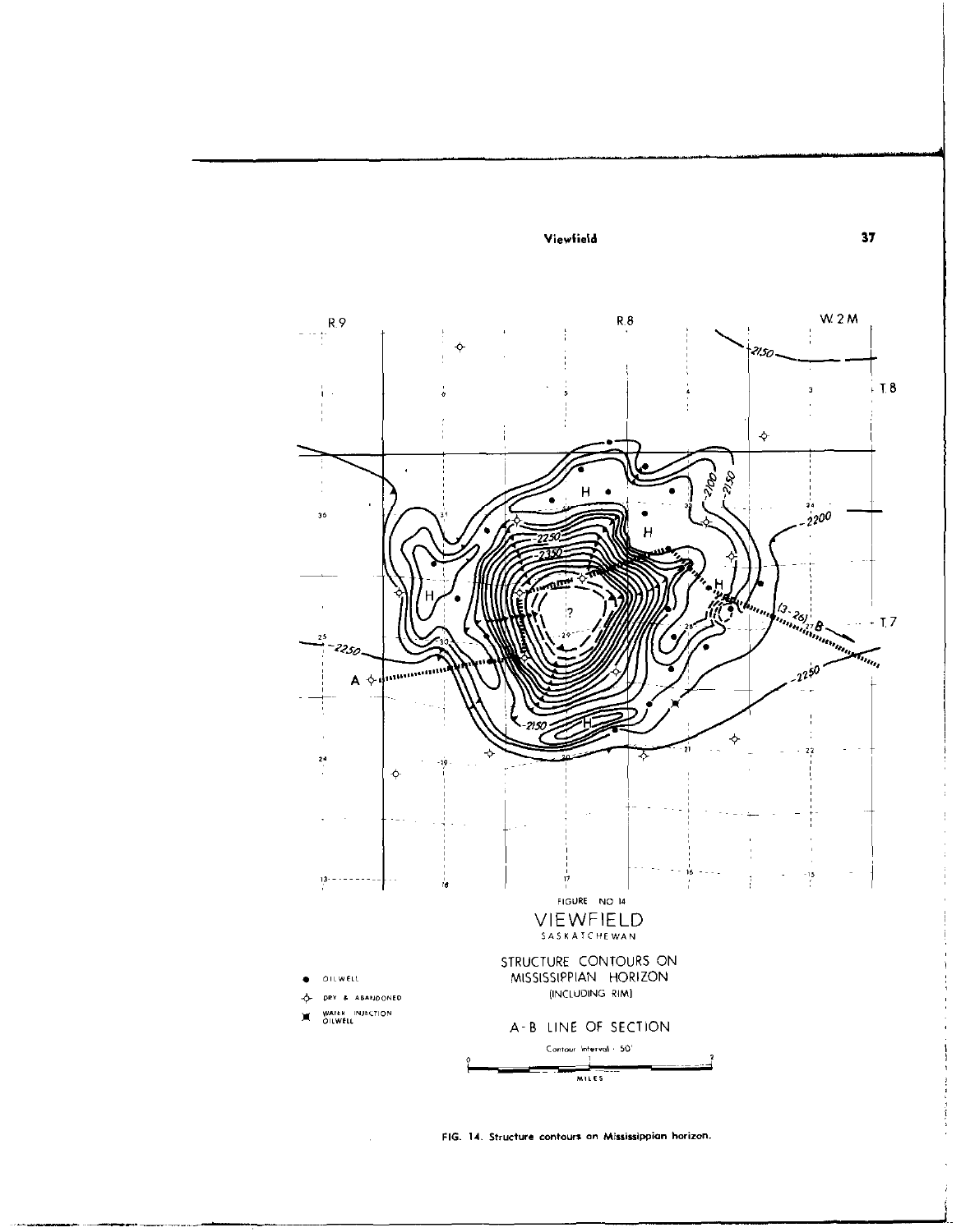FIGURE NO 14

VIEWFIELD

SASKATCHEWAN

STRUCTURE CONTOURS ON MISSISSIPPIAN HORIZON

(INCLUDING RIM)

A-B LINE OF SECTION

Contour Interval - 50'

FIG. 14. Structure contours on Mississippian horizon.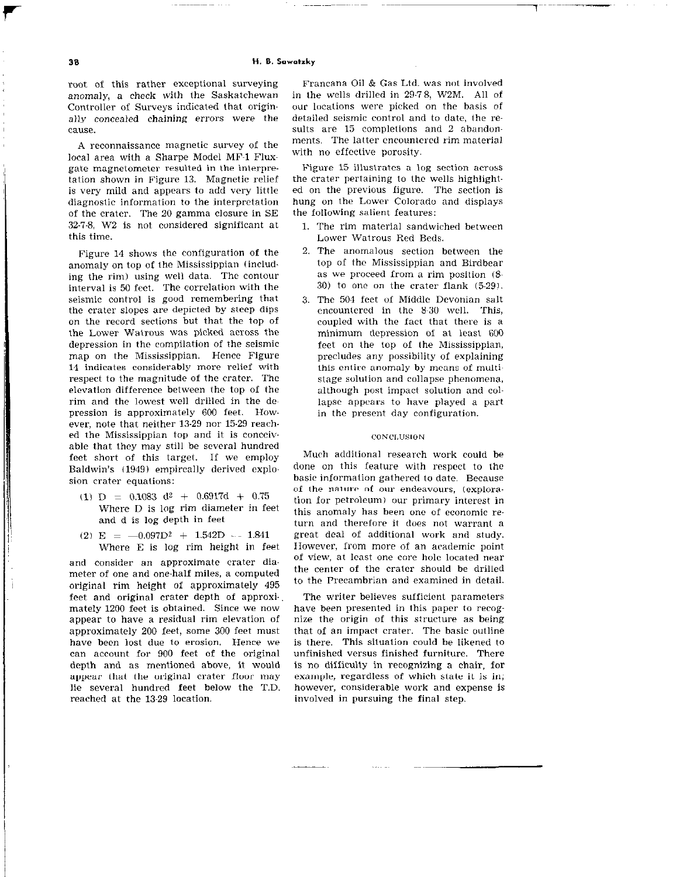root of this rather exceptional surveying anomaly, a check with the Saskatchewan Controller of Surveys indicated that originally concealed chaining errors were the cause.

A reconnaissance magnetic survey of the local area with a Sharpe Model MF-1 Fluxgate magnetometer resulted in the interpretation shown in Figure 13. Magnetic relief is very mild and appears to add very little diagnostic information to the interpretation of the crater. The 20 gamma closure in SE 32-7-8, W2 is not considered significant at this time.

Figure 14 shows the configuration of the anomaly on top of the Mississippian (including the rim) using well data. The contour interval is 50 feet. The correlation with the seismic control is good remembering that the crater slopes are depicted by steep dips on the record sections but that the top of the Lower Watrous was picked across the depression in the compilation of the seismic map on the Mississippian. Hence Figure 14 indicates considerably more relief with respect to the magnitude of the crater. The elevation difference between the top of the rim and the lowest well drilled in the depression is approximately 600 feet. However, note that neither 13-29 nor 15-29 reached the Mississippian top and it is conceivable that they may still be several hundred feet short of this target. If we employ Baldwin's (1949) empirically derived explosion crater equations:

(1) $D = 0.1083\ d^2 + 0.6917d + 0.75$
Where D is log rim diameter in feet and d is log depth in feet

(2) $E = -0.097D^2 + 1.542D - 1.841$
Where E is log rim height in feet

and consider an approximate crater diameter of one and one-half miles, a computed original rim height of approximately 495 feet and original crater depth of approximately 1200 feet is obtained. Since we now appear to have a residual rim elevation of approximately 200 feet, some 300 feet must have been lost due to erosion. Hence we can account for 900 feet of the original depth and as mentioned above, it would appear that the original crater floor may lie several hundred feet below the T.D. reached at the 13-29 location.

Francana Oil & Gas Ltd. was not involved in the wells drilled in 29-7-8, W2M. All of our locations were picked on the basis of detailed seismic control and to date, the results are 15 completions and 2 abandonments. The latter encountered rim material with no effective porosity.

Figure 15 illustrates a log section across the crater pertaining to the wells highlighted on the previous figure. The section is hung on the Lower Colorado and displays the following salient features:

1. The rim material sandwiched between Lower Watrous Red Beds.
2. The anomalous section between the top of the Mississippian and Birdbear as we proceed from a rim position (8-30) to one on the crater flank (5-29).
3. The 504 feet of Middle Devonian salt encountered in the 8-30 well. This, coupled with the fact that there is a minimum depression of at least 600 feet on the top of the Mississippian, precludes any possibility of explaining this entire anomaly by means of multistage solution and collapse phenomena, although post impact solution and collapse appears to have played a part in the present day configuration.

## CONCLUSION

Much additional research work could be done on this feature with respect to the basic information gathered to date. Because of the nature of our endeavours, (exploration for petroleum) our primary interest in this anomaly has been one of economic return and therefore it does not warrant a great deal of additional work and study. However, from more of an academic point of view, at least one core hole located near the center of the crater should be drilled to the Precambrian and examined in detail.

The writer believes sufficient parameters have been presented in this paper to recognize the origin of this structure as being that of an impact crater. The basic outline is there. This situation could be likened to unfinished versus finished furniture. There is no difficulty in recognizing a chair, for example, regardless of which state it is in; however, considerable work and expense is involved in pursuing the final step.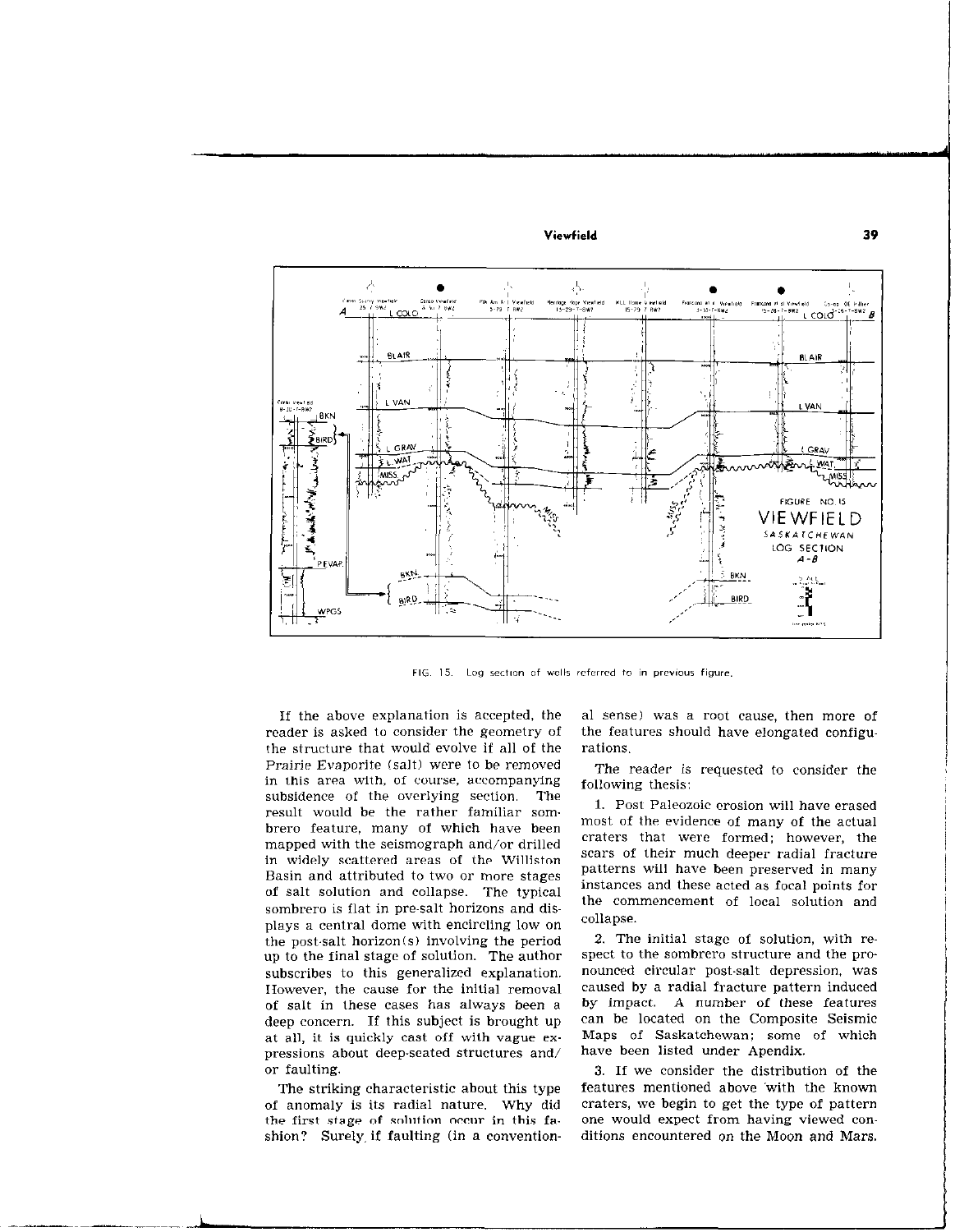FIG. 15. Log section of wells referred to in previous figure.

If the above explanation is accepted, the reader is asked to consider the geometry of the structure that would evolve if all of the Prairie Evaporite (salt) were to be removed in this area with, of course, accompanying subsidence of the overlying section. The result would be the rather familiar sombrero feature, many of which have been mapped with the seismograph and/or drilled in widely scattered areas of the Williston Basin and attributed to two or more stages of salt solution and collapse. The typical sombrero is flat in pre-salt horizons and displays a central dome with encircling low on the post-salt horizon(s) involving the period up to the final stage of solution. The author subscribes to this generalized explanation. However, the cause for the initial removal of salt in these cases has always been a deep concern. If this subject is brought up at all, it is quickly cast off with vague expressions about deep-seated structures and/or faulting.

The striking characteristic about this type of anomaly is its radial nature. Why did the first stage of solution occur in this fashion? Surely if faulting (in a conventional sense) was a root cause, then more of the features should have elongated configurations.

The reader is requested to consider the following thesis:

1. Post Paleozoic erosion will have erased most of the evidence of many of the actual craters that were formed; however, the scars of their much deeper radial fracture patterns will have been preserved in many instances and these acted as focal points for the commencement of local solution and collapse.

2. The initial stage of solution, with respect to the sombrero structure and the pronounced circular post-salt depression, was caused by a radial fracture pattern induced by impact. A number of these features can be located on the Composite Seismic Maps of Saskatchewan; some of which have been listed under Apendix.

3. If we consider the distribution of the features mentioned above with the known craters, we begin to get the type of pattern one would expect from having viewed conditions encountered on the Moon and Mars.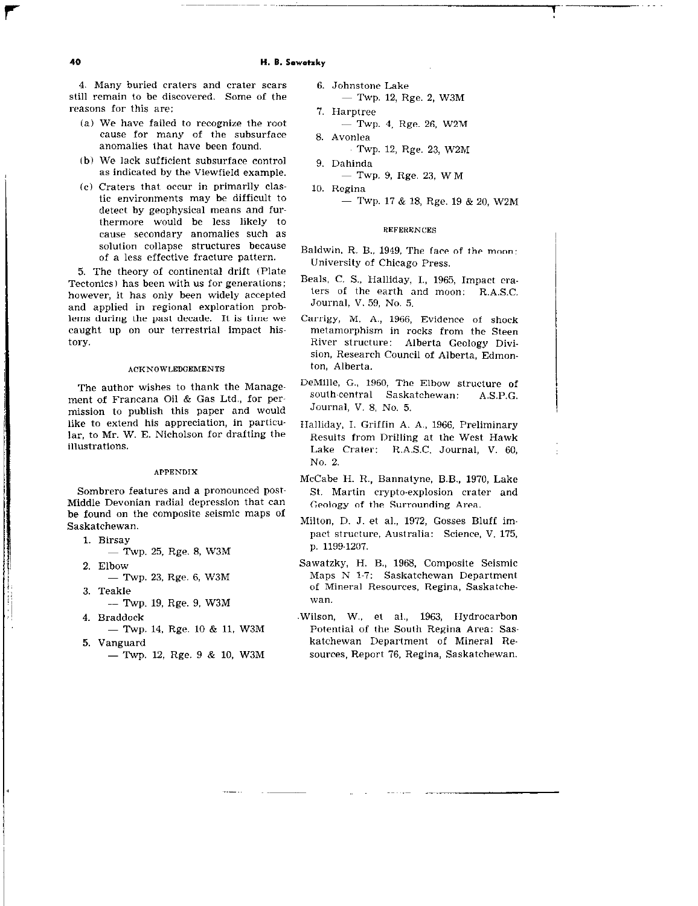4. Many buried craters and crater scars still remain to be discovered. Some of the reasons for this are:

(a) We have failed to recognize the root cause for many of the subsurface anomalies that have been found.

(b) We lack sufficient subsurface control as indicated by the Viewfield example.

(c) Craters that occur in primarily clastic environments may be difficult to detect by geophysical means and furthermore would be less likely to cause secondary anomalies such as solution collapse structures because of a less effective fracture pattern.

5. The theory of continental drift (Plate Tectonics) has been with us for generations; however, it has only been widely accepted and applied in regional exploration problems during the past decade. It is time we caught up on our terrestrial impact history.

## ACKNOWLEDGEMENTS

The author wishes to thank the Management of Francana Oil & Gas Ltd., for permission to publish this paper and would like to extend his appreciation, in particular, to Mr. W. E. Nicholson for drafting the illustrations.

## APPENDIX

Sombrero features and a pronounced post-Middle Devonian radial depression that can be found on the composite seismic maps of Saskatchewan.

1. Birsay
   — Twp. 25, Rge. 8, W3M
2. Elbow
   — Twp. 23, Rge. 6, W3M
3. Teakle
   — Twp. 19, Rge. 9, W3M
4. Braddock
   — Twp. 14, Rge. 10 & 11, W3M
5. Vanguard
   — Twp. 12, Rge. 9 & 10, W3M
6. Johnstone Lake
   — Twp. 12, Rge. 2, W3M
7. Harptree
   — Twp. 4, Rge. 26, W2M
8. Avonlea
   — Twp. 12, Rge. 23, W2M
9. Dahinda
   — Twp. 9, Rge. 23, W M
10. Regina
    — Twp. 17 & 18, Rge. 19 & 20, W2M

## REFERENCES

Baldwin, R. B., 1949, The face of the moon: University of Chicago Press.

Beals, C. S., Halliday, I., 1965, Impact craters of the earth and moon: R.A.S.C. Journal, V. 59, No. 5.

Carrigy, M. A., 1966, Evidence of shock metamorphism in rocks from the Steen River structure: Alberta Geology Division, Research Council of Alberta, Edmonton, Alberta.

DeMille, G., 1960, The Elbow structure of south-central Saskatchewan: A.S.P.G. Journal, V. 8, No. 5.

Halliday, I. Griffin A. A., 1966, Preliminary Results from Drilling at the West Hawk Lake Crater: R.A.S.C. Journal, V. 60, No. 2.

McCabe H. R., Bannatyne, B.B., 1970, Lake St. Martin crypto-explosion crater and Geology of the Surrounding Area.

Milton, D. J. et al., 1972, Gosses Bluff impact structure, Australia: Science, V. 175, p. 1199-1207.

Sawatzky, H. B., 1968, Composite Seismic Maps N 1-7: Saskatchewan Department of Mineral Resources, Regina, Saskatchewan.

Wilson, W., et al., 1963, Hydrocarbon Potential of the South Regina Area: Saskatchewan Department of Mineral Resources, Report 76, Regina, Saskatchewan.